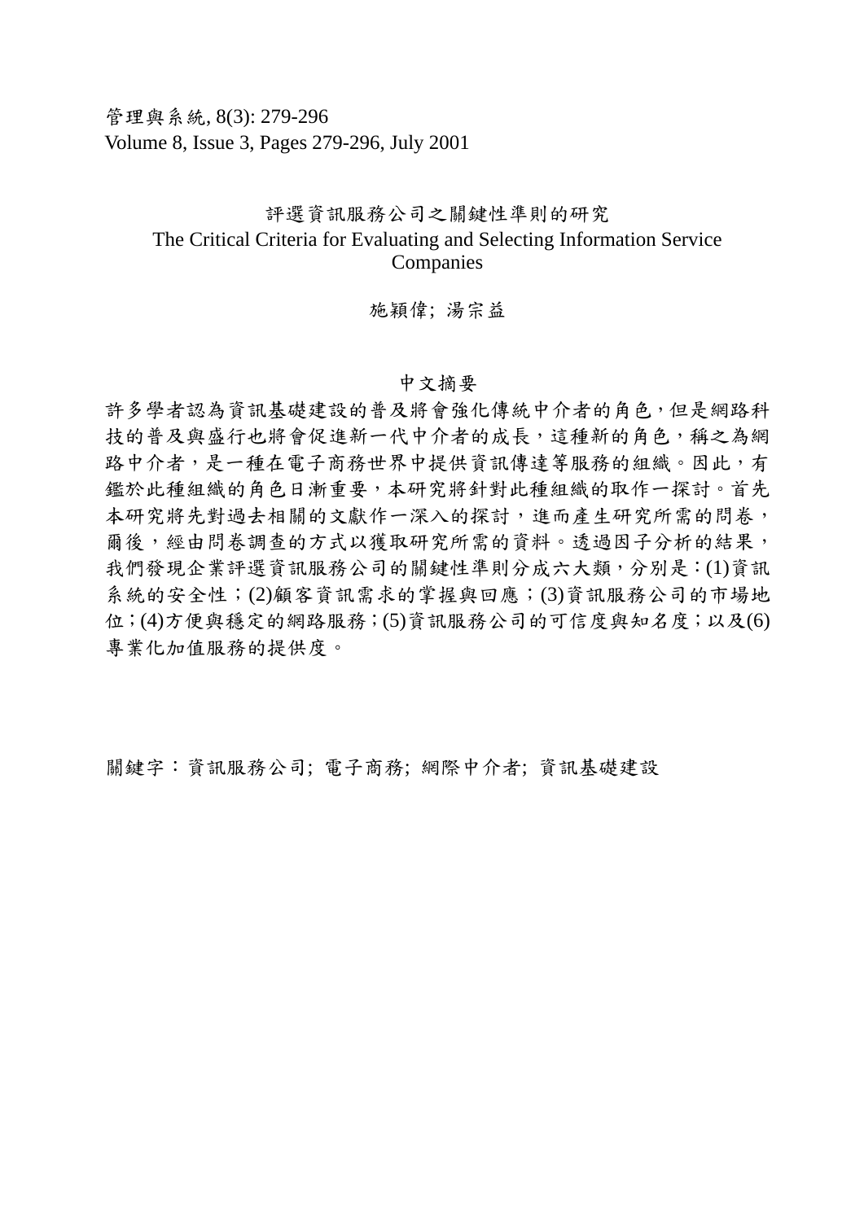管理與系統, 8(3): 279-296
Volume 8, Issue 3, Pages 279-296, July 2001

# 評選資訊服務公司之關鍵性準則的研究
# The Critical Criteria for Evaluating and Selecting Information Service Companies

施穎偉; 湯宗益

## 中文摘要

許多學者認為資訊基礎建設的普及將會強化傳統中介者的角色，但是網路科技的普及與盛行也將會促進新一代中介者的成長，這種新的角色，稱之為網路中介者，是一種在電子商務世界中提供資訊傳達等服務的組織。因此，有鑑於此種組織的角色日漸重要，本研究將針對此種組織的取作一探討。首先本研究將先對過去相關的文獻作一深入的探討，進而產生研究所需的問卷，爾後，經由問卷調查的方式以獲取研究所需的資料。透過因子分析的結果，我們發現企業評選資訊服務公司的關鍵性準則分成六大類，分別是：(1)資訊系統的安全性；(2)顧客資訊需求的掌握與回應；(3)資訊服務公司的市場地位；(4)方便與穩定的網路服務；(5)資訊服務公司的可信度與知名度；以及(6)專業化加值服務的提供度。

關鍵字：資訊服務公司; 電子商務; 網際中介者; 資訊基礎建設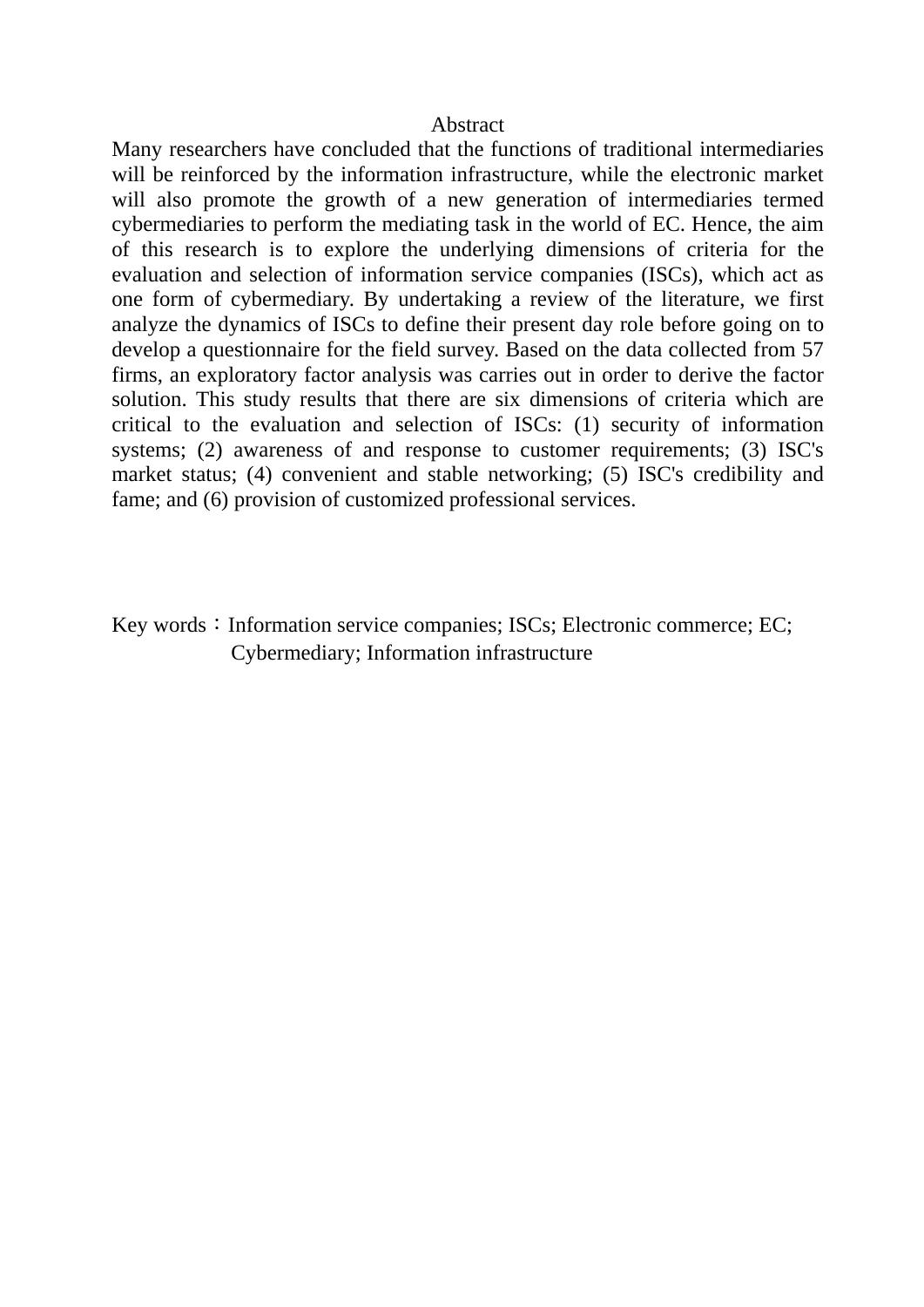## Abstract

Many researchers have concluded that the functions of traditional intermediaries will be reinforced by the information infrastructure, while the electronic market will also promote the growth of a new generation of intermediaries termed cybermediaries to perform the mediating task in the world of EC. Hence, the aim of this research is to explore the underlying dimensions of criteria for the evaluation and selection of information service companies (ISCs), which act as one form of cybermediary. By undertaking a review of the literature, we first analyze the dynamics of ISCs to define their present day role before going on to develop a questionnaire for the field survey. Based on the data collected from 57 firms, an exploratory factor analysis was carries out in order to derive the factor solution. This study results that there are six dimensions of criteria which are critical to the evaluation and selection of ISCs: (1) security of information systems; (2) awareness of and response to customer requirements; (3) ISC's market status; (4) convenient and stable networking; (5) ISC's credibility and fame; and (6) provision of customized professional services.

Key words：Information service companies; ISCs; Electronic commerce; EC; Cybermediary; Information infrastructure